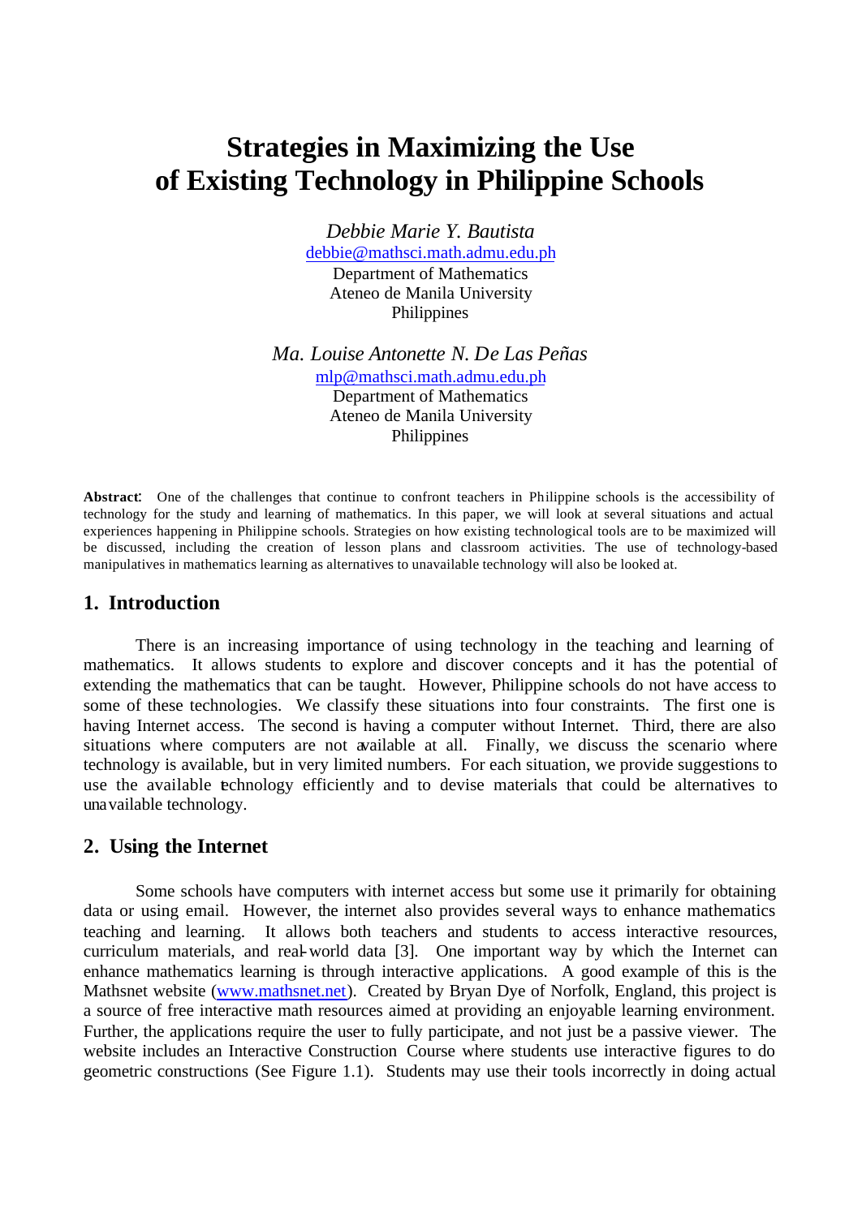# Strategies in Maximizing the Use of Existing Technology in Philippine Schools

*Debbie Marie Y. Bautista*
debbie@mathsci.math.admu.edu.ph
Department of Mathematics
Ateneo de Manila University
Philippines

*Ma. Louise Antonette N. De Las Peñas*
mlp@mathsci.math.admu.edu.ph
Department of Mathematics
Ateneo de Manila University
Philippines

**Abstract**: One of the challenges that continue to confront teachers in Philippine schools is the accessibility of technology for the study and learning of mathematics. In this paper, we will look at several situations and actual experiences happening in Philippine schools. Strategies on how existing technological tools are to be maximized will be discussed, including the creation of lesson plans and classroom activities. The use of technology-based manipulatives in mathematics learning as alternatives to unavailable technology will also be looked at.

## 1. Introduction

There is an increasing importance of using technology in the teaching and learning of mathematics. It allows students to explore and discover concepts and it has the potential of extending the mathematics that can be taught. However, Philippine schools do not have access to some of these technologies. We classify these situations into four constraints. The first one is having Internet access. The second is having a computer without Internet. Third, there are also situations where computers are not available at all. Finally, we discuss the scenario where technology is available, but in very limited numbers. For each situation, we provide suggestions to use the available technology efficiently and to devise materials that could be alternatives to unavailable technology.

## 2. Using the Internet

Some schools have computers with internet access but some use it primarily for obtaining data or using email. However, the internet also provides several ways to enhance mathematics teaching and learning. It allows both teachers and students to access interactive resources, curriculum materials, and real-world data [3]. One important way by which the Internet can enhance mathematics learning is through interactive applications. A good example of this is the Mathsnet website (www.mathsnet.net). Created by Bryan Dye of Norfolk, England, this project is a source of free interactive math resources aimed at providing an enjoyable learning environment. Further, the applications require the user to fully participate, and not just be a passive viewer. The website includes an Interactive Construction Course where students use interactive figures to do geometric constructions (See Figure 1.1). Students may use their tools incorrectly in doing actual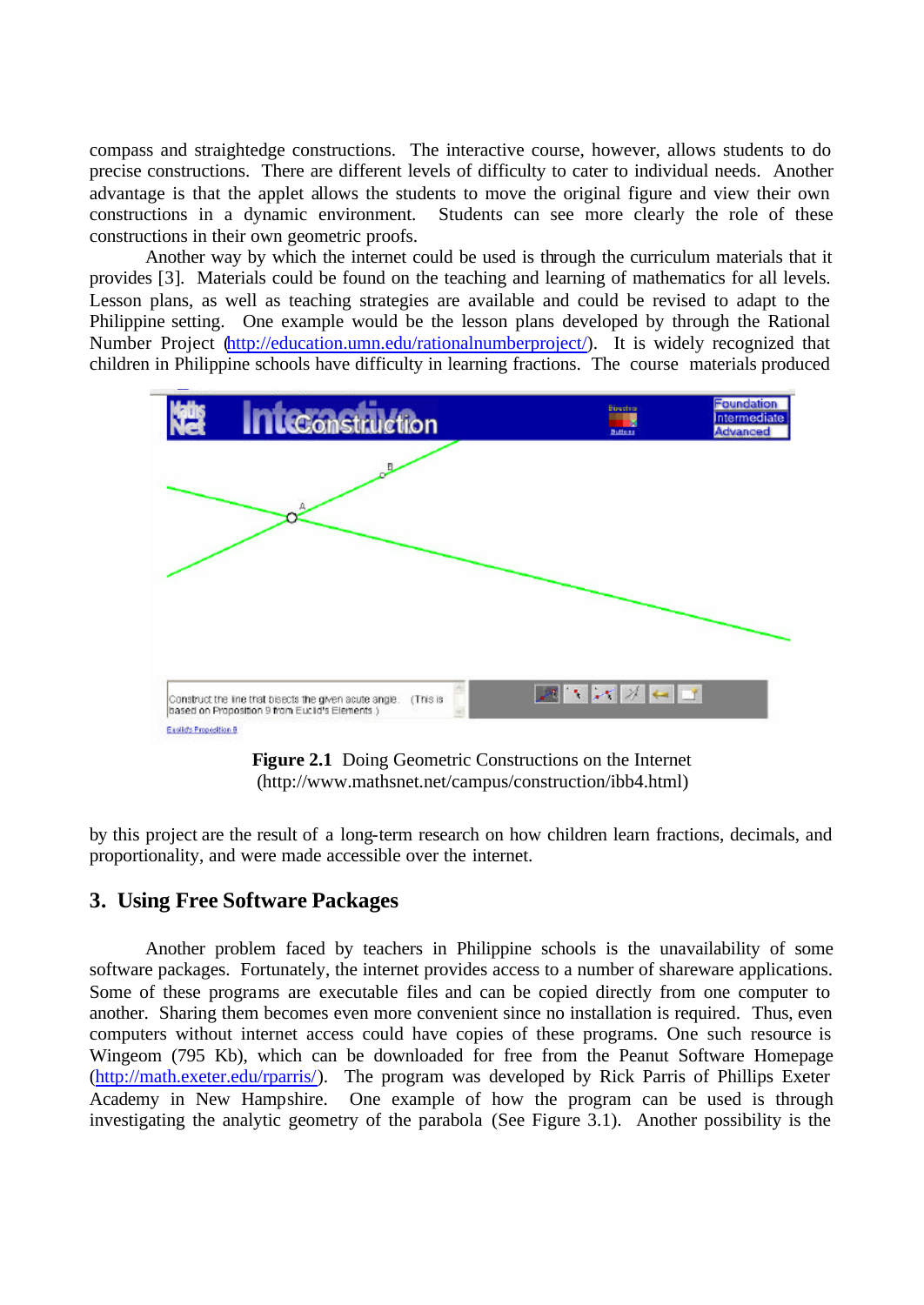compass and straightedge constructions. The interactive course, however, allows students to do precise constructions. There are different levels of difficulty to cater to individual needs. Another advantage is that the applet allows the students to move the original figure and view their own constructions in a dynamic environment. Students can see more clearly the role of these constructions in their own geometric proofs.

Another way by which the internet could be used is through the curriculum materials that it provides [3]. Materials could be found on the teaching and learning of mathematics for all levels. Lesson plans, as well as teaching strategies are available and could be revised to adapt to the Philippine setting. One example would be the lesson plans developed by through the Rational Number Project (http://education.umn.edu/rationalnumberproject/). It is widely recognized that children in Philippine schools have difficulty in learning fractions. The course materials produced

**Figure 2.1** Doing Geometric Constructions on the Internet (http://www.mathsnet.net/campus/construction/ibb4.html)

by this project are the result of a long-term research on how children learn fractions, decimals, and proportionality, and were made accessible over the internet.

## 3. Using Free Software Packages

Another problem faced by teachers in Philippine schools is the unavailability of some software packages. Fortunately, the internet provides access to a number of shareware applications. Some of these programs are executable files and can be copied directly from one computer to another. Sharing them becomes even more convenient since no installation is required. Thus, even computers without internet access could have copies of these programs. One such resource is Wingeom (795 Kb), which can be downloaded for free from the Peanut Software Homepage (http://math.exeter.edu/rparris/). The program was developed by Rick Parris of Phillips Exeter Academy in New Hampshire. One example of how the program can be used is through investigating the analytic geometry of the parabola (See Figure 3.1). Another possibility is the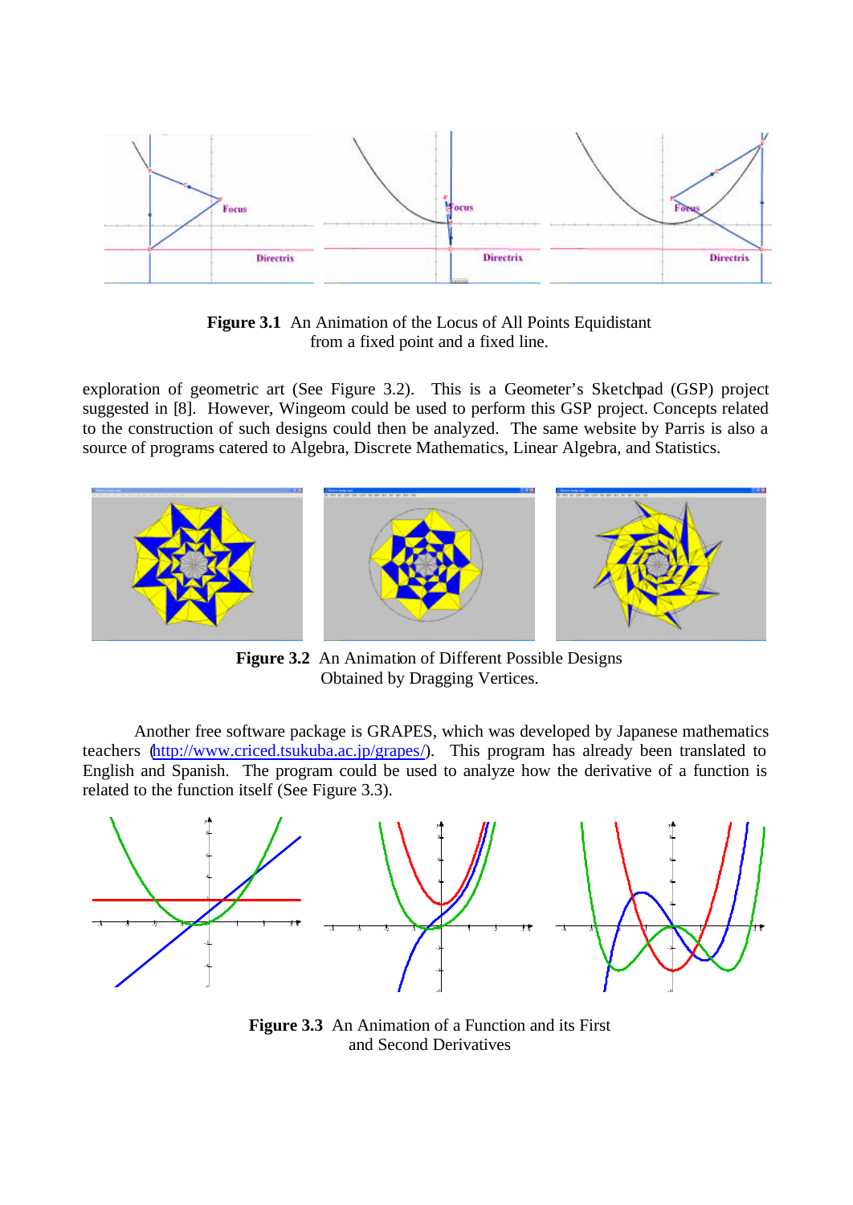**Figure 3.1** An Animation of the Locus of All Points Equidistant from a fixed point and a fixed line.

exploration of geometric art (See Figure 3.2). This is a Geometer's Sketchpad (GSP) project suggested in [8]. However, Wingeom could be used to perform this GSP project. Concepts related to the construction of such designs could then be analyzed. The same website by Parris is also a source of programs catered to Algebra, Discrete Mathematics, Linear Algebra, and Statistics.

**Figure 3.2** An Animation of Different Possible Designs Obtained by Dragging Vertices.

Another free software package is GRAPES, which was developed by Japanese mathematics teachers (http://www.criced.tsukuba.ac.jp/grapes/). This program has already been translated to English and Spanish. The program could be used to analyze how the derivative of a function is related to the function itself (See Figure 3.3).

**Figure 3.3** An Animation of a Function and its First and Second Derivatives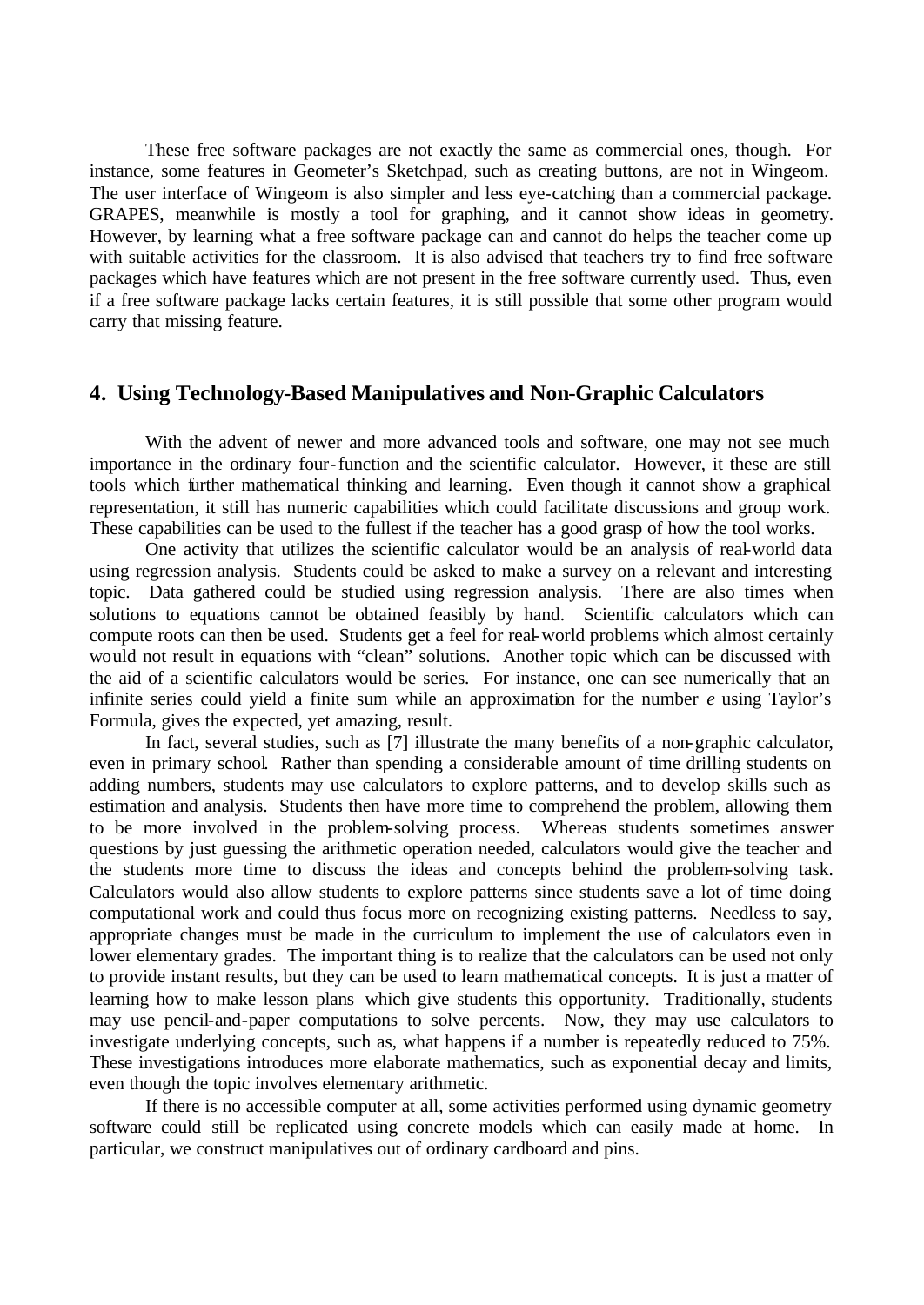These free software packages are not exactly the same as commercial ones, though. For instance, some features in Geometer's Sketchpad, such as creating buttons, are not in Wingeom. The user interface of Wingeom is also simpler and less eye-catching than a commercial package. GRAPES, meanwhile is mostly a tool for graphing, and it cannot show ideas in geometry. However, by learning what a free software package can and cannot do helps the teacher come up with suitable activities for the classroom. It is also advised that teachers try to find free software packages which have features which are not present in the free software currently used. Thus, even if a free software package lacks certain features, it is still possible that some other program would carry that missing feature.

## 4. Using Technology-Based Manipulatives and Non-Graphic Calculators

With the advent of newer and more advanced tools and software, one may not see much importance in the ordinary four-function and the scientific calculator. However, it these are still tools which further mathematical thinking and learning. Even though it cannot show a graphical representation, it still has numeric capabilities which could facilitate discussions and group work. These capabilities can be used to the fullest if the teacher has a good grasp of how the tool works.

One activity that utilizes the scientific calculator would be an analysis of real-world data using regression analysis. Students could be asked to make a survey on a relevant and interesting topic. Data gathered could be studied using regression analysis. There are also times when solutions to equations cannot be obtained feasibly by hand. Scientific calculators which can compute roots can then be used. Students get a feel for real-world problems which almost certainly would not result in equations with "clean" solutions. Another topic which can be discussed with the aid of a scientific calculators would be series. For instance, one can see numerically that an infinite series could yield a finite sum while an approximation for the number $e$ using Taylor's Formula, gives the expected, yet amazing, result.

In fact, several studies, such as [7] illustrate the many benefits of a non-graphic calculator, even in primary school. Rather than spending a considerable amount of time drilling students on adding numbers, students may use calculators to explore patterns, and to develop skills such as estimation and analysis. Students then have more time to comprehend the problem, allowing them to be more involved in the problem-solving process. Whereas students sometimes answer questions by just guessing the arithmetic operation needed, calculators would give the teacher and the students more time to discuss the ideas and concepts behind the problem-solving task. Calculators would also allow students to explore patterns since students save a lot of time doing computational work and could thus focus more on recognizing existing patterns. Needless to say, appropriate changes must be made in the curriculum to implement the use of calculators even in lower elementary grades. The important thing is to realize that the calculators can be used not only to provide instant results, but they can be used to learn mathematical concepts. It is just a matter of learning how to make lesson plans which give students this opportunity. Traditionally, students may use pencil-and-paper computations to solve percents. Now, they may use calculators to investigate underlying concepts, such as, what happens if a number is repeatedly reduced to 75%. These investigations introduces more elaborate mathematics, such as exponential decay and limits, even though the topic involves elementary arithmetic.

If there is no accessible computer at all, some activities performed using dynamic geometry software could still be replicated using concrete models which can easily made at home. In particular, we construct manipulatives out of ordinary cardboard and pins.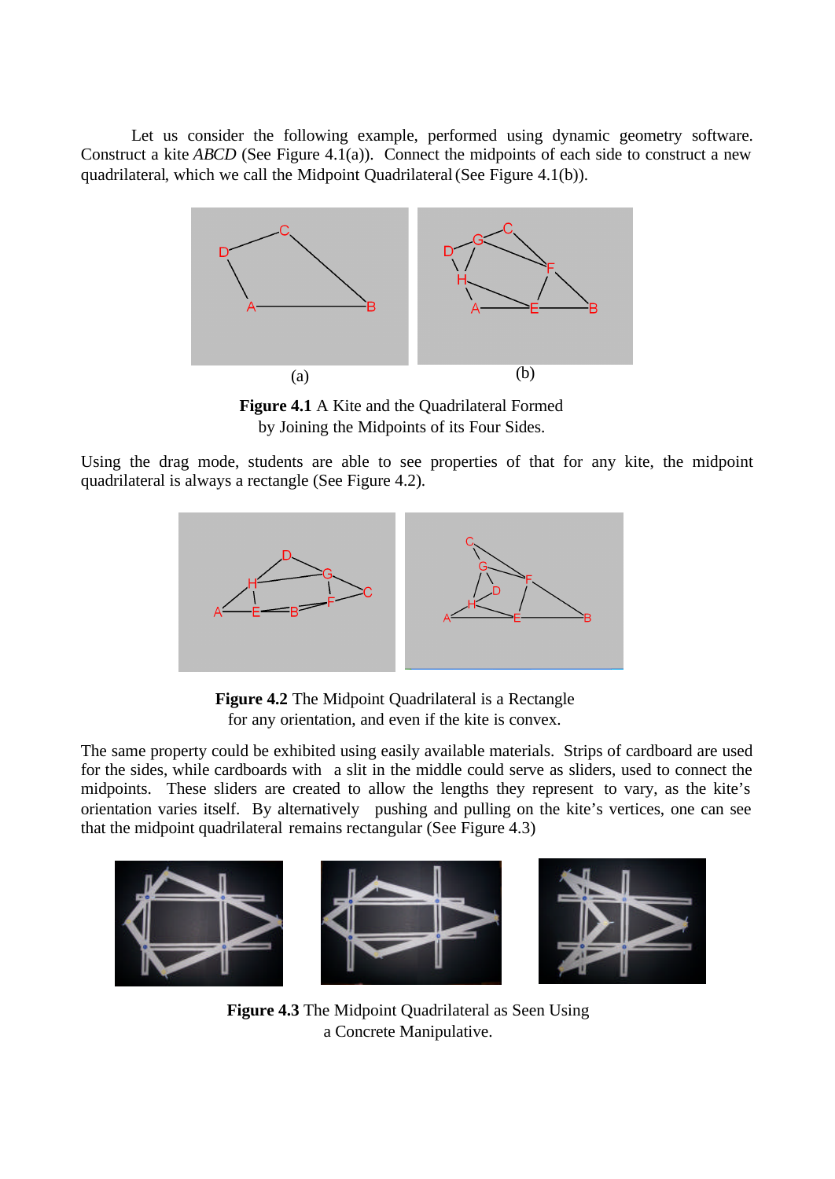Let us consider the following example, performed using dynamic geometry software. Construct a kite *ABCD* (See Figure 4.1(a)). Connect the midpoints of each side to construct a new quadrilateral, which we call the Midpoint Quadrilateral (See Figure 4.1(b)).

(a) (b)

**Figure 4.1** A Kite and the Quadrilateral Formed by Joining the Midpoints of its Four Sides.

Using the drag mode, students are able to see properties of that for any kite, the midpoint quadrilateral is always a rectangle (See Figure 4.2).

**Figure 4.2** The Midpoint Quadrilateral is a Rectangle for any orientation, and even if the kite is convex.

The same property could be exhibited using easily available materials. Strips of cardboard are used for the sides, while cardboards with a slit in the middle could serve as sliders, used to connect the midpoints. These sliders are created to allow the lengths they represent to vary, as the kite's orientation varies itself. By alternatively pushing and pulling on the kite's vertices, one can see that the midpoint quadrilateral remains rectangular (See Figure 4.3)

**Figure 4.3** The Midpoint Quadrilateral as Seen Using a Concrete Manipulative.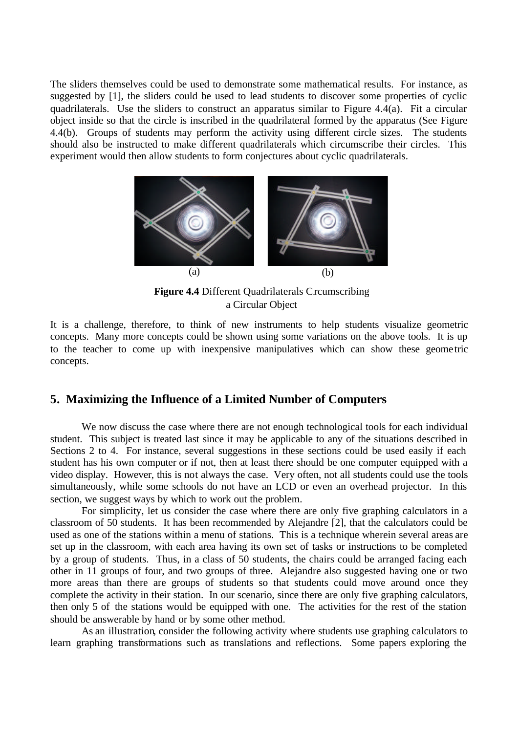The sliders themselves could be used to demonstrate some mathematical results. For instance, as suggested by [1], the sliders could be used to lead students to discover some properties of cyclic quadrilaterals. Use the sliders to construct an apparatus similar to Figure 4.4(a). Fit a circular object inside so that the circle is inscribed in the quadrilateral formed by the apparatus (See Figure 4.4(b). Groups of students may perform the activity using different circle sizes. The students should also be instructed to make different quadrilaterals which circumscribe their circles. This experiment would then allow students to form conjectures about cyclic quadrilaterals.

(a) (b)

**Figure 4.4** Different Quadrilaterals Circumscribing a Circular Object

It is a challenge, therefore, to think of new instruments to help students visualize geometric concepts. Many more concepts could be shown using some variations on the above tools. It is up to the teacher to come up with inexpensive manipulatives which can show these geometric concepts.

## 5. Maximizing the Influence of a Limited Number of Computers

We now discuss the case where there are not enough technological tools for each individual student. This subject is treated last since it may be applicable to any of the situations described in Sections 2 to 4. For instance, several suggestions in these sections could be used easily if each student has his own computer or if not, then at least there should be one computer equipped with a video display. However, this is not always the case. Very often, not all students could use the tools simultaneously, while some schools do not have an LCD or even an overhead projector. In this section, we suggest ways by which to work out the problem.

For simplicity, let us consider the case where there are only five graphing calculators in a classroom of 50 students. It has been recommended by Alejandre [2], that the calculators could be used as one of the stations within a menu of stations. This is a technique wherein several areas are set up in the classroom, with each area having its own set of tasks or instructions to be completed by a group of students. Thus, in a class of 50 students, the chairs could be arranged facing each other in 11 groups of four, and two groups of three. Alejandre also suggested having one or two more areas than there are groups of students so that students could move around once they complete the activity in their station. In our scenario, since there are only five graphing calculators, then only 5 of the stations would be equipped with one. The activities for the rest of the station should be answerable by hand or by some other method.

As an illustration, consider the following activity where students use graphing calculators to learn graphing transformations such as translations and reflections. Some papers exploring the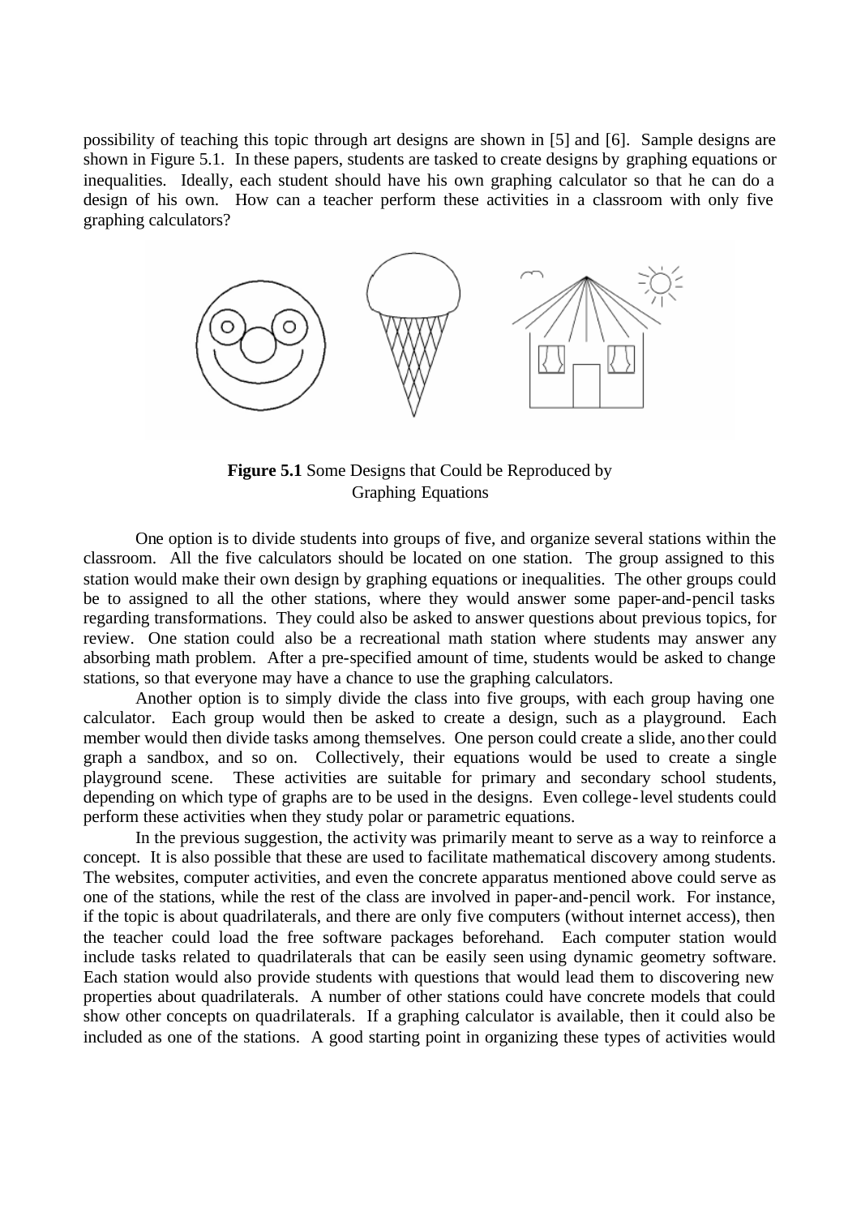possibility of teaching this topic through art designs are shown in [5] and [6]. Sample designs are shown in Figure 5.1. In these papers, students are tasked to create designs by graphing equations or inequalities. Ideally, each student should have his own graphing calculator so that he can do a design of his own. How can a teacher perform these activities in a classroom with only five graphing calculators?

**Figure 5.1** Some Designs that Could be Reproduced by Graphing Equations

One option is to divide students into groups of five, and organize several stations within the classroom. All the five calculators should be located on one station. The group assigned to this station would make their own design by graphing equations or inequalities. The other groups could be to assigned to all the other stations, where they would answer some paper-and-pencil tasks regarding transformations. They could also be asked to answer questions about previous topics, for review. One station could also be a recreational math station where students may answer any absorbing math problem. After a pre-specified amount of time, students would be asked to change stations, so that everyone may have a chance to use the graphing calculators.

Another option is to simply divide the class into five groups, with each group having one calculator. Each group would then be asked to create a design, such as a playground. Each member would then divide tasks among themselves. One person could create a slide, another could graph a sandbox, and so on. Collectively, their equations would be used to create a single playground scene. These activities are suitable for primary and secondary school students, depending on which type of graphs are to be used in the designs. Even college-level students could perform these activities when they study polar or parametric equations.

In the previous suggestion, the activity was primarily meant to serve as a way to reinforce a concept. It is also possible that these are used to facilitate mathematical discovery among students. The websites, computer activities, and even the concrete apparatus mentioned above could serve as one of the stations, while the rest of the class are involved in paper-and-pencil work. For instance, if the topic is about quadrilaterals, and there are only five computers (without internet access), then the teacher could load the free software packages beforehand. Each computer station would include tasks related to quadrilaterals that can be easily seen using dynamic geometry software. Each station would also provide students with questions that would lead them to discovering new properties about quadrilaterals. A number of other stations could have concrete models that could show other concepts on quadrilaterals. If a graphing calculator is available, then it could also be included as one of the stations. A good starting point in organizing these types of activities would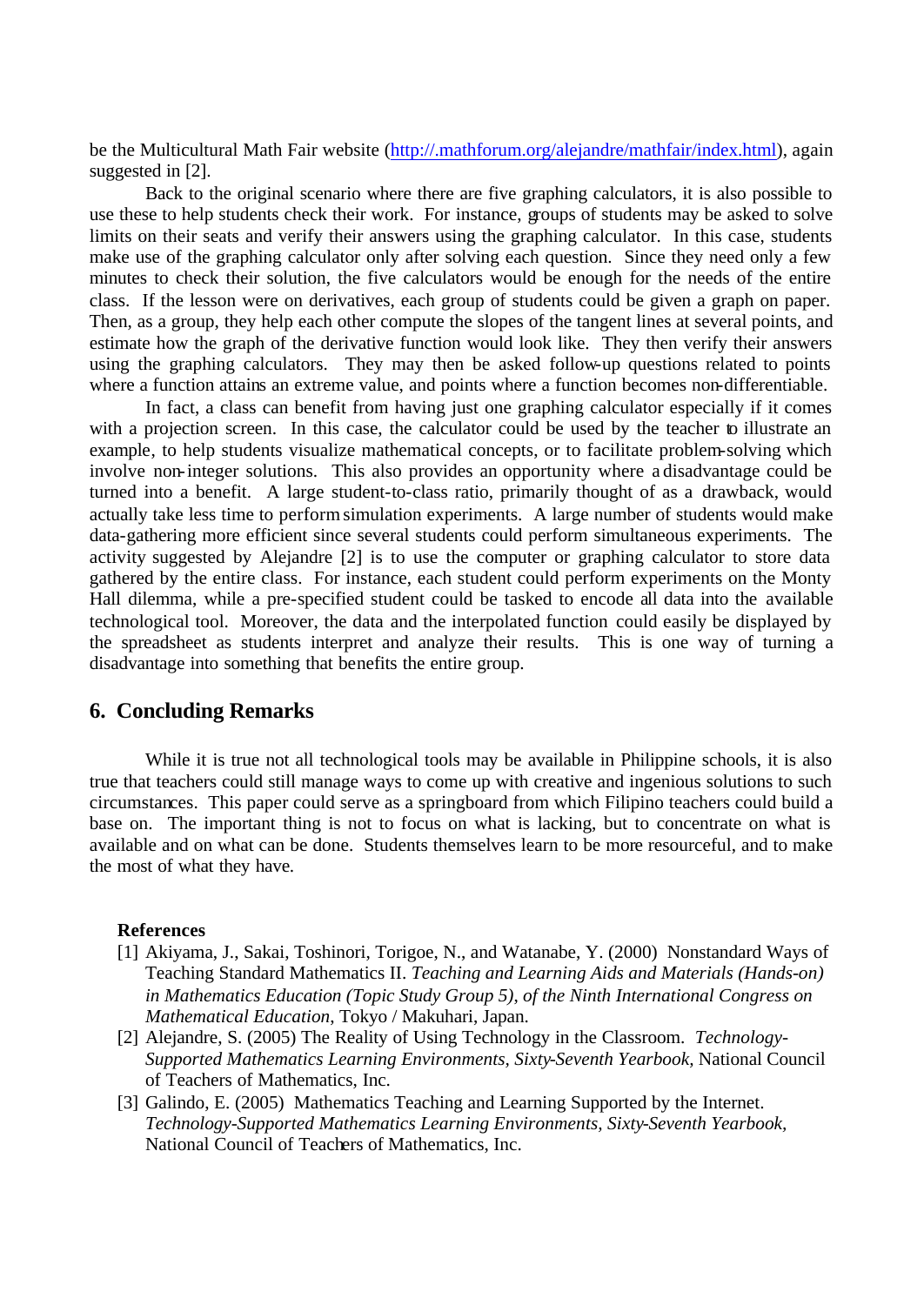be the Multicultural Math Fair website (http://.mathforum.org/alejandre/mathfair/index.html), again suggested in [2].

Back to the original scenario where there are five graphing calculators, it is also possible to use these to help students check their work. For instance, groups of students may be asked to solve limits on their seats and verify their answers using the graphing calculator. In this case, students make use of the graphing calculator only after solving each question. Since they need only a few minutes to check their solution, the five calculators would be enough for the needs of the entire class. If the lesson were on derivatives, each group of students could be given a graph on paper. Then, as a group, they help each other compute the slopes of the tangent lines at several points, and estimate how the graph of the derivative function would look like. They then verify their answers using the graphing calculators. They may then be asked follow-up questions related to points where a function attains an extreme value, and points where a function becomes non-differentiable.

In fact, a class can benefit from having just one graphing calculator especially if it comes with a projection screen. In this case, the calculator could be used by the teacher to illustrate an example, to help students visualize mathematical concepts, or to facilitate problem-solving which involve non-integer solutions. This also provides an opportunity where a disadvantage could be turned into a benefit. A large student-to-class ratio, primarily thought of as a drawback, would actually take less time to perform simulation experiments. A large number of students would make data-gathering more efficient since several students could perform simultaneous experiments. The activity suggested by Alejandre [2] is to use the computer or graphing calculator to store data gathered by the entire class. For instance, each student could perform experiments on the Monty Hall dilemma, while a pre-specified student could be tasked to encode all data into the available technological tool. Moreover, the data and the interpolated function could easily be displayed by the spreadsheet as students interpret and analyze their results. This is one way of turning a disadvantage into something that benefits the entire group.

## 6. Concluding Remarks

While it is true not all technological tools may be available in Philippine schools, it is also true that teachers could still manage ways to come up with creative and ingenious solutions to such circumstances. This paper could serve as a springboard from which Filipino teachers could build a base on. The important thing is not to focus on what is lacking, but to concentrate on what is available and on what can be done. Students themselves learn to be more resourceful, and to make the most of what they have.

### References

[1] Akiyama, J., Sakai, Toshinori, Torigoe, N., and Watanabe, Y. (2000) Nonstandard Ways of Teaching Standard Mathematics II. *Teaching and Learning Aids and Materials (Hands-on) in Mathematics Education (Topic Study Group 5), of the Ninth International Congress on Mathematical Education*, Tokyo / Makuhari, Japan.

[2] Alejandre, S. (2005) The Reality of Using Technology in the Classroom. *Technology-Supported Mathematics Learning Environments, Sixty-Seventh Yearbook*, National Council of Teachers of Mathematics, Inc.

[3] Galindo, E. (2005) Mathematics Teaching and Learning Supported by the Internet. *Technology-Supported Mathematics Learning Environments, Sixty-Seventh Yearbook*, National Council of Teachers of Mathematics, Inc.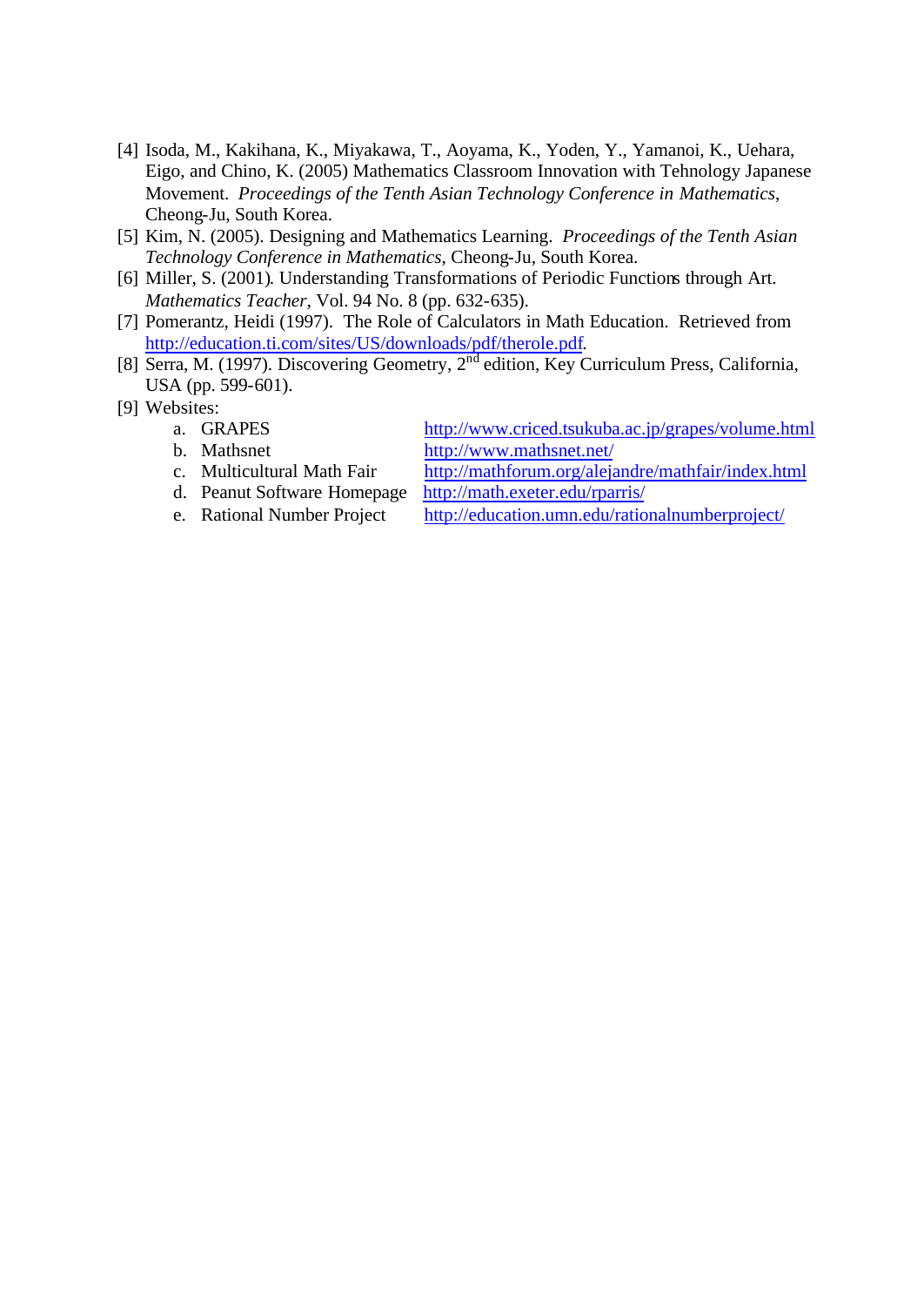[4] Isoda, M., Kakihana, K., Miyakawa, T., Aoyama, K., Yoden, Y., Yamanoi, K., Uehara, Eigo, and Chino, K. (2005) Mathematics Classroom Innovation with Tehnology Japanese Movement. *Proceedings of the Tenth Asian Technology Conference in Mathematics*, Cheong-Ju, South Korea.

[5] Kim, N. (2005). Designing and Mathematics Learning. *Proceedings of the Tenth Asian Technology Conference in Mathematics*, Cheong-Ju, South Korea.

[6] Miller, S. (2001). Understanding Transformations of Periodic Functions through Art. *Mathematics Teacher*, Vol. 94 No. 8 (pp. 632-635).

[7] Pomerantz, Heidi (1997). The Role of Calculators in Math Education. Retrieved from http://education.ti.com/sites/US/downloads/pdf/therole.pdf.

[8] Serra, M. (1997). Discovering Geometry, 2nd edition, Key Curriculum Press, California, USA (pp. 599-601).

[9] Websites:

a. GRAPES http://www.criced.tsukuba.ac.jp/grapes/volume.html
b. Mathsnet http://www.mathsnet.net/
c. Multicultural Math Fair http://mathforum.org/alejandre/mathfair/index.html
d. Peanut Software Homepage http://math.exeter.edu/rparris/
e. Rational Number Project http://education.umn.edu/rationalnumberproject/